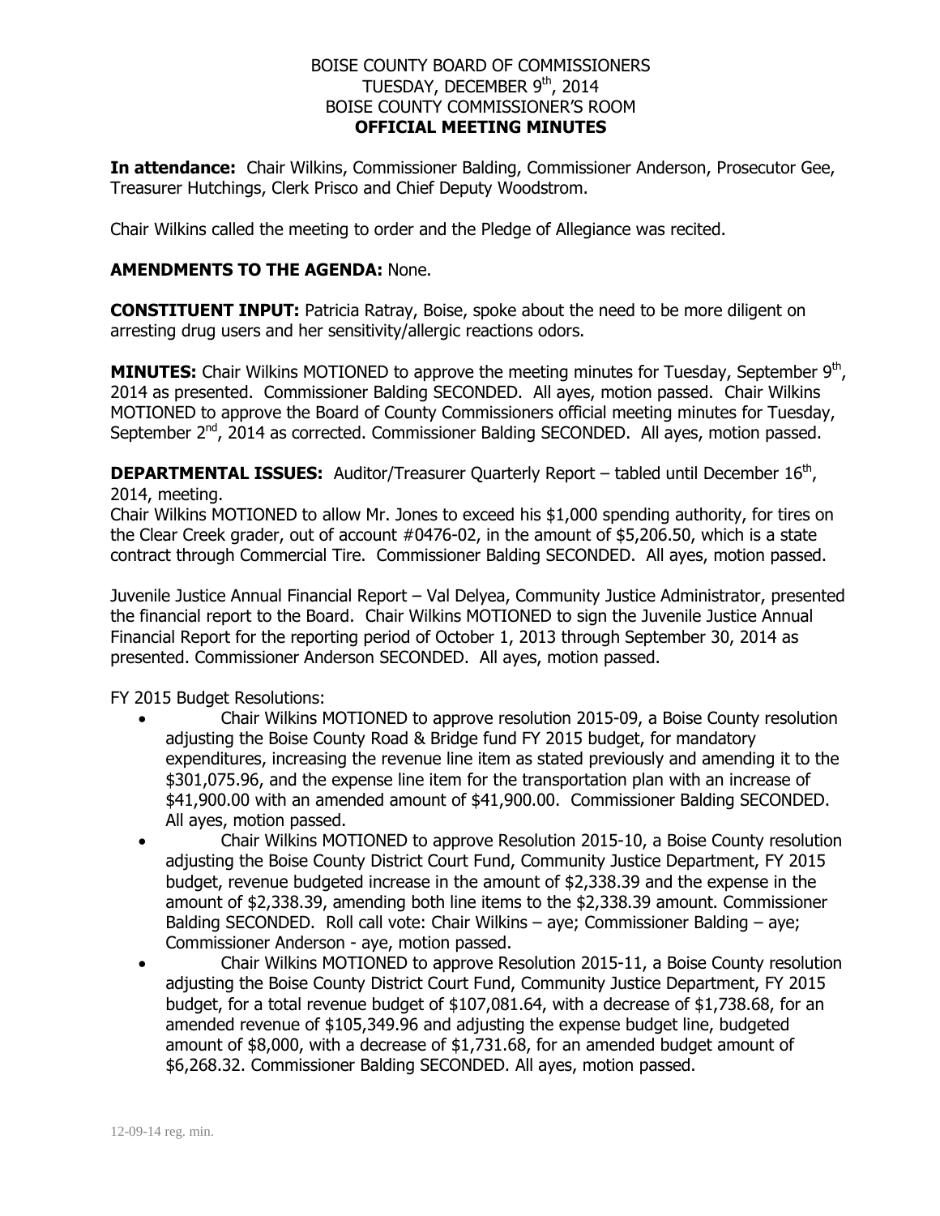# BOISE COUNTY BOARD OF COMMISSIONERS
## TUESDAY, DECEMBER 9th, 2014
## BOISE COUNTY COMMISSIONER'S ROOM
## OFFICIAL MEETING MINUTES

**In attendance:** Chair Wilkins, Commissioner Balding, Commissioner Anderson, Prosecutor Gee, Treasurer Hutchings, Clerk Prisco and Chief Deputy Woodstrom.

Chair Wilkins called the meeting to order and the Pledge of Allegiance was recited.

**AMENDMENTS TO THE AGENDA:** None.

**CONSTITUENT INPUT:** Patricia Ratray, Boise, spoke about the need to be more diligent on arresting drug users and her sensitivity/allergic reactions odors.

**MINUTES:** Chair Wilkins MOTIONED to approve the meeting minutes for Tuesday, September 9th, 2014 as presented. Commissioner Balding SECONDED. All ayes, motion passed. Chair Wilkins MOTIONED to approve the Board of County Commissioners official meeting minutes for Tuesday, September 2nd, 2014 as corrected. Commissioner Balding SECONDED. All ayes, motion passed.

**DEPARTMENTAL ISSUES:** Auditor/Treasurer Quarterly Report – tabled until December 16th, 2014, meeting.

Chair Wilkins MOTIONED to allow Mr. Jones to exceed his $1,000 spending authority, for tires on the Clear Creek grader, out of account #0476-02, in the amount of $5,206.50, which is a state contract through Commercial Tire. Commissioner Balding SECONDED. All ayes, motion passed.

Juvenile Justice Annual Financial Report – Val Delyea, Community Justice Administrator, presented the financial report to the Board. Chair Wilkins MOTIONED to sign the Juvenile Justice Annual Financial Report for the reporting period of October 1, 2013 through September 30, 2014 as presented. Commissioner Anderson SECONDED. All ayes, motion passed.

FY 2015 Budget Resolutions:

- Chair Wilkins MOTIONED to approve resolution 2015-09, a Boise County resolution adjusting the Boise County Road & Bridge fund FY 2015 budget, for mandatory expenditures, increasing the revenue line item as stated previously and amending it to the $301,075.96, and the expense line item for the transportation plan with an increase of $41,900.00 with an amended amount of $41,900.00. Commissioner Balding SECONDED. All ayes, motion passed.
- Chair Wilkins MOTIONED to approve Resolution 2015-10, a Boise County resolution adjusting the Boise County District Court Fund, Community Justice Department, FY 2015 budget, revenue budgeted increase in the amount of $2,338.39 and the expense in the amount of $2,338.39, amending both line items to the $2,338.39 amount. Commissioner Balding SECONDED. Roll call vote: Chair Wilkins – aye; Commissioner Balding – aye; Commissioner Anderson - aye, motion passed.
- Chair Wilkins MOTIONED to approve Resolution 2015-11, a Boise County resolution adjusting the Boise County District Court Fund, Community Justice Department, FY 2015 budget, for a total revenue budget of $107,081.64, with a decrease of $1,738.68, for an amended revenue of $105,349.96 and adjusting the expense budget line, budgeted amount of $8,000, with a decrease of $1,731.68, for an amended budget amount of $6,268.32. Commissioner Balding SECONDED. All ayes, motion passed.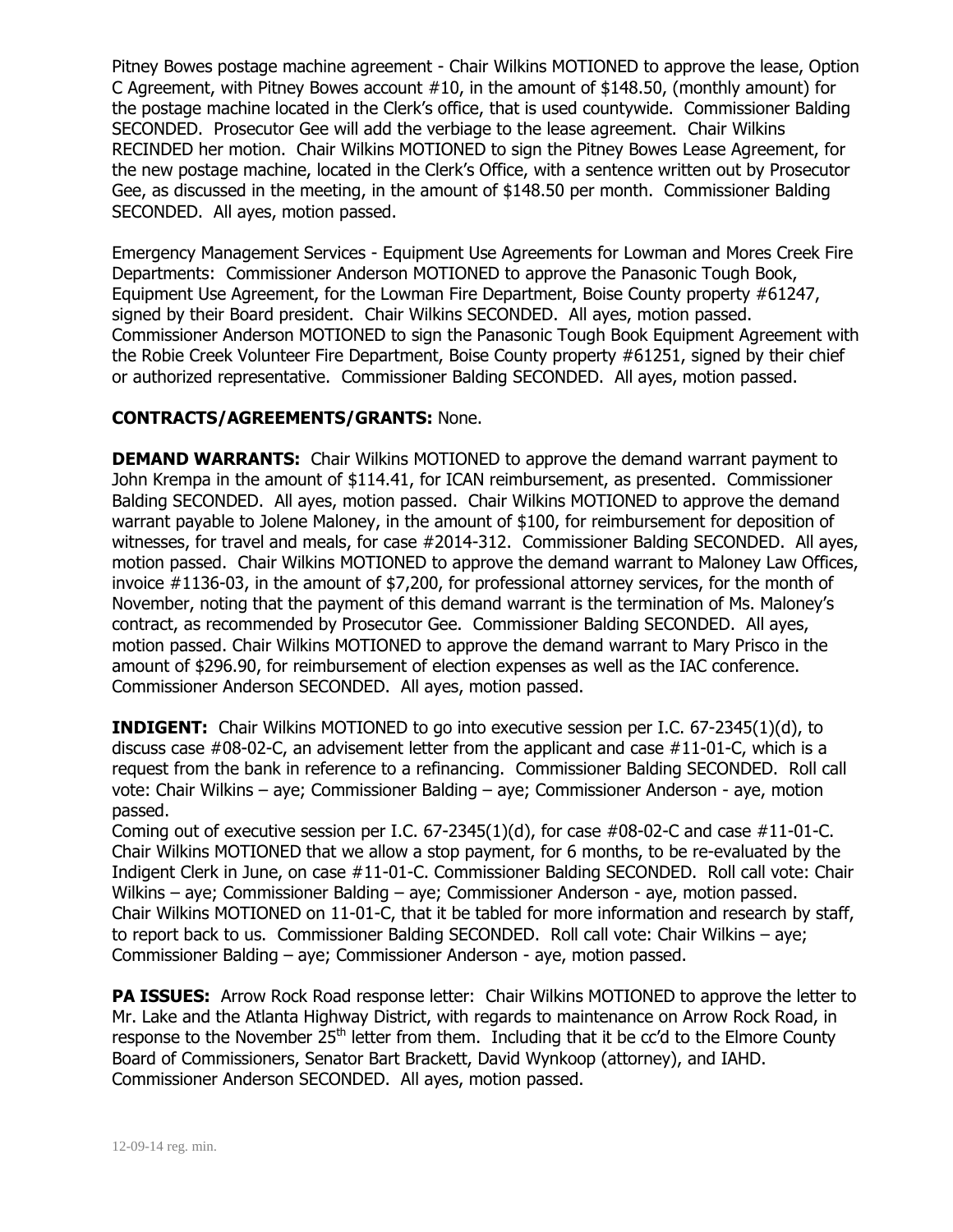Pitney Bowes postage machine agreement - Chair Wilkins MOTIONED to approve the lease, Option C Agreement, with Pitney Bowes account #10, in the amount of $148.50, (monthly amount) for the postage machine located in the Clerk's office, that is used countywide. Commissioner Balding SECONDED. Prosecutor Gee will add the verbiage to the lease agreement. Chair Wilkins RECINDED her motion. Chair Wilkins MOTIONED to sign the Pitney Bowes Lease Agreement, for the new postage machine, located in the Clerk's Office, with a sentence written out by Prosecutor Gee, as discussed in the meeting, in the amount of $148.50 per month. Commissioner Balding SECONDED. All ayes, motion passed.

Emergency Management Services - Equipment Use Agreements for Lowman and Mores Creek Fire Departments: Commissioner Anderson MOTIONED to approve the Panasonic Tough Book, Equipment Use Agreement, for the Lowman Fire Department, Boise County property #61247, signed by their Board president. Chair Wilkins SECONDED. All ayes, motion passed. Commissioner Anderson MOTIONED to sign the Panasonic Tough Book Equipment Agreement with the Robie Creek Volunteer Fire Department, Boise County property #61251, signed by their chief or authorized representative. Commissioner Balding SECONDED. All ayes, motion passed.

**CONTRACTS/AGREEMENTS/GRANTS:** None.

**DEMAND WARRANTS:** Chair Wilkins MOTIONED to approve the demand warrant payment to John Krempa in the amount of $114.41, for ICAN reimbursement, as presented. Commissioner Balding SECONDED. All ayes, motion passed. Chair Wilkins MOTIONED to approve the demand warrant payable to Jolene Maloney, in the amount of $100, for reimbursement for deposition of witnesses, for travel and meals, for case #2014-312. Commissioner Balding SECONDED. All ayes, motion passed. Chair Wilkins MOTIONED to approve the demand warrant to Maloney Law Offices, invoice #1136-03, in the amount of $7,200, for professional attorney services, for the month of November, noting that the payment of this demand warrant is the termination of Ms. Maloney's contract, as recommended by Prosecutor Gee. Commissioner Balding SECONDED. All ayes, motion passed. Chair Wilkins MOTIONED to approve the demand warrant to Mary Prisco in the amount of $296.90, for reimbursement of election expenses as well as the IAC conference. Commissioner Anderson SECONDED. All ayes, motion passed.

**INDIGENT:** Chair Wilkins MOTIONED to go into executive session per I.C. 67-2345(1)(d), to discuss case #08-02-C, an advisement letter from the applicant and case #11-01-C, which is a request from the bank in reference to a refinancing. Commissioner Balding SECONDED. Roll call vote: Chair Wilkins – aye; Commissioner Balding – aye; Commissioner Anderson - aye, motion passed.
Coming out of executive session per I.C. 67-2345(1)(d), for case #08-02-C and case #11-01-C. Chair Wilkins MOTIONED that we allow a stop payment, for 6 months, to be re-evaluated by the Indigent Clerk in June, on case #11-01-C. Commissioner Balding SECONDED. Roll call vote: Chair Wilkins – aye; Commissioner Balding – aye; Commissioner Anderson - aye, motion passed. Chair Wilkins MOTIONED on 11-01-C, that it be tabled for more information and research by staff, to report back to us. Commissioner Balding SECONDED. Roll call vote: Chair Wilkins – aye; Commissioner Balding – aye; Commissioner Anderson - aye, motion passed.

**PA ISSUES:** Arrow Rock Road response letter: Chair Wilkins MOTIONED to approve the letter to Mr. Lake and the Atlanta Highway District, with regards to maintenance on Arrow Rock Road, in response to the November 25th letter from them. Including that it be cc'd to the Elmore County Board of Commissioners, Senator Bart Brackett, David Wynkoop (attorney), and IAHD. Commissioner Anderson SECONDED. All ayes, motion passed.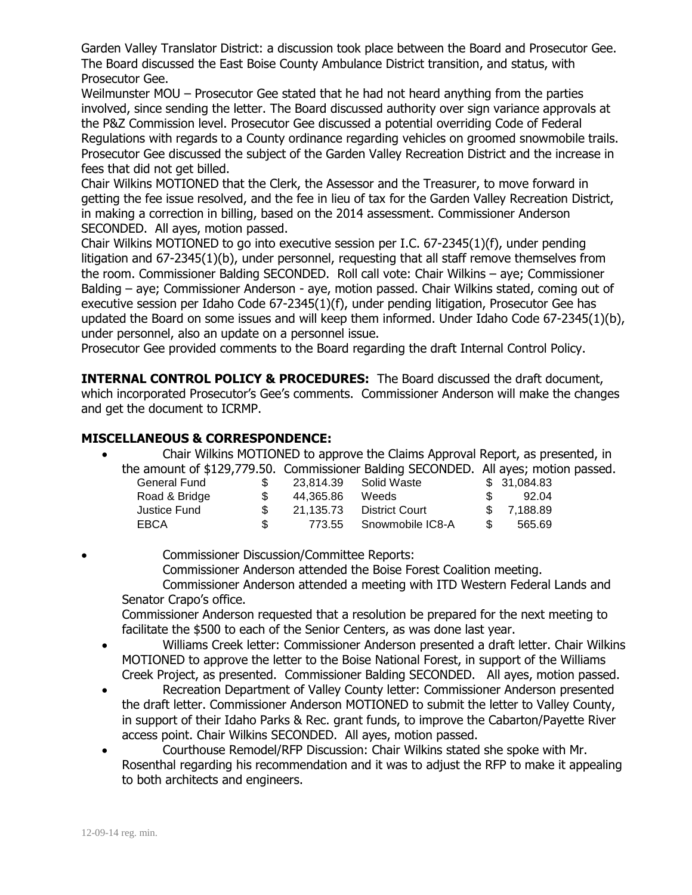Garden Valley Translator District: a discussion took place between the Board and Prosecutor Gee. The Board discussed the East Boise County Ambulance District transition, and status, with Prosecutor Gee.

Weilmunster MOU – Prosecutor Gee stated that he had not heard anything from the parties involved, since sending the letter. The Board discussed authority over sign variance approvals at the P&Z Commission level. Prosecutor Gee discussed a potential overriding Code of Federal Regulations with regards to a County ordinance regarding vehicles on groomed snowmobile trails. Prosecutor Gee discussed the subject of the Garden Valley Recreation District and the increase in fees that did not get billed.

Chair Wilkins MOTIONED that the Clerk, the Assessor and the Treasurer, to move forward in getting the fee issue resolved, and the fee in lieu of tax for the Garden Valley Recreation District, in making a correction in billing, based on the 2014 assessment. Commissioner Anderson SECONDED. All ayes, motion passed.

Chair Wilkins MOTIONED to go into executive session per I.C. 67-2345(1)(f), under pending litigation and 67-2345(1)(b), under personnel, requesting that all staff remove themselves from the room. Commissioner Balding SECONDED. Roll call vote: Chair Wilkins – aye; Commissioner Balding – aye; Commissioner Anderson - aye, motion passed. Chair Wilkins stated, coming out of executive session per Idaho Code 67-2345(1)(f), under pending litigation, Prosecutor Gee has updated the Board on some issues and will keep them informed. Under Idaho Code 67-2345(1)(b), under personnel, also an update on a personnel issue.

Prosecutor Gee provided comments to the Board regarding the draft Internal Control Policy.

**INTERNAL CONTROL POLICY & PROCEDURES:** The Board discussed the draft document, which incorporated Prosecutor's Gee's comments. Commissioner Anderson will make the changes and get the document to ICRMP.

**MISCELLANEOUS & CORRESPONDENCE:**

- Chair Wilkins MOTIONED to approve the Claims Approval Report, as presented, in the amount of $129,779.50. Commissioner Balding SECONDED. All ayes; motion passed.

| Fund | Amount | Fund | Amount |
|---|---|---|---|
| General Fund | $ 23,814.39 | Solid Waste | $ 31,084.83 |
| Road & Bridge | $ 44,365.86 | Weeds | $ 92.04 |
| Justice Fund | $ 21,135.73 | District Court | $ 7,188.89 |
| EBCA | $ 773.55 | Snowmobile IC8-A | $ 565.69 |

- Commissioner Discussion/Committee Reports:
  Commissioner Anderson attended the Boise Forest Coalition meeting.
  Commissioner Anderson attended a meeting with ITD Western Federal Lands and Senator Crapo's office.
  Commissioner Anderson requested that a resolution be prepared for the next meeting to facilitate the $500 to each of the Senior Centers, as was done last year.
- Williams Creek letter: Commissioner Anderson presented a draft letter. Chair Wilkins MOTIONED to approve the letter to the Boise National Forest, in support of the Williams Creek Project, as presented. Commissioner Balding SECONDED. All ayes, motion passed.
- Recreation Department of Valley County letter: Commissioner Anderson presented the draft letter. Commissioner Anderson MOTIONED to submit the letter to Valley County, in support of their Idaho Parks & Rec. grant funds, to improve the Cabarton/Payette River access point. Chair Wilkins SECONDED. All ayes, motion passed.
- Courthouse Remodel/RFP Discussion: Chair Wilkins stated she spoke with Mr. Rosenthal regarding his recommendation and it was to adjust the RFP to make it appealing to both architects and engineers.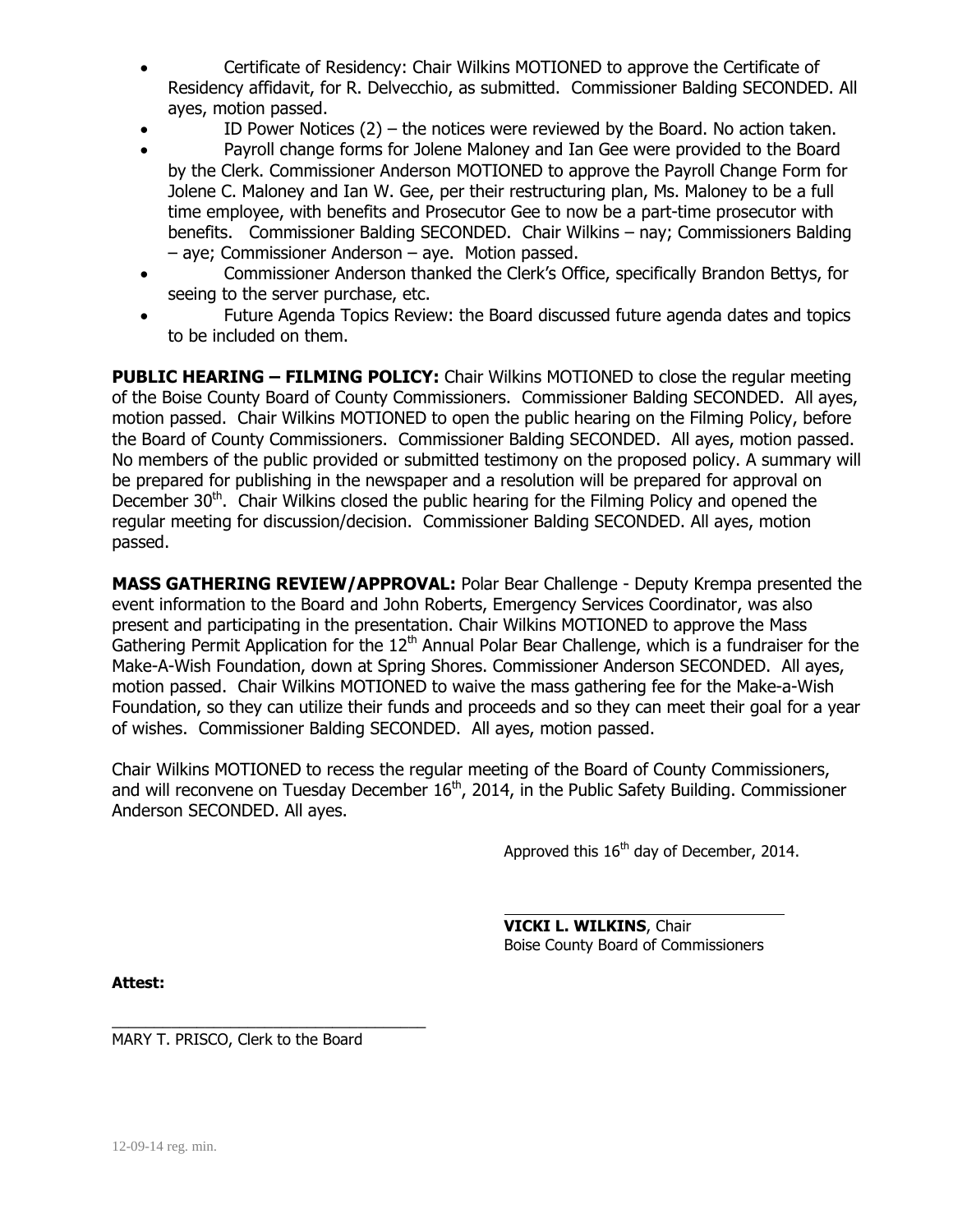- Certificate of Residency: Chair Wilkins MOTIONED to approve the Certificate of Residency affidavit, for R. Delvecchio, as submitted. Commissioner Balding SECONDED. All ayes, motion passed.
- ID Power Notices (2) – the notices were reviewed by the Board. No action taken.
- Payroll change forms for Jolene Maloney and Ian Gee were provided to the Board by the Clerk. Commissioner Anderson MOTIONED to approve the Payroll Change Form for Jolene C. Maloney and Ian W. Gee, per their restructuring plan, Ms. Maloney to be a full time employee, with benefits and Prosecutor Gee to now be a part-time prosecutor with benefits. Commissioner Balding SECONDED. Chair Wilkins – nay; Commissioners Balding – aye; Commissioner Anderson – aye. Motion passed.
- Commissioner Anderson thanked the Clerk's Office, specifically Brandon Bettys, for seeing to the server purchase, etc.
- Future Agenda Topics Review: the Board discussed future agenda dates and topics to be included on them.

**PUBLIC HEARING – FILMING POLICY:** Chair Wilkins MOTIONED to close the regular meeting of the Boise County Board of County Commissioners. Commissioner Balding SECONDED. All ayes, motion passed. Chair Wilkins MOTIONED to open the public hearing on the Filming Policy, before the Board of County Commissioners. Commissioner Balding SECONDED. All ayes, motion passed. No members of the public provided or submitted testimony on the proposed policy. A summary will be prepared for publishing in the newspaper and a resolution will be prepared for approval on December 30th. Chair Wilkins closed the public hearing for the Filming Policy and opened the regular meeting for discussion/decision. Commissioner Balding SECONDED. All ayes, motion passed.

**MASS GATHERING REVIEW/APPROVAL:** Polar Bear Challenge - Deputy Krempa presented the event information to the Board and John Roberts, Emergency Services Coordinator, was also present and participating in the presentation. Chair Wilkins MOTIONED to approve the Mass Gathering Permit Application for the 12th Annual Polar Bear Challenge, which is a fundraiser for the Make-A-Wish Foundation, down at Spring Shores. Commissioner Anderson SECONDED. All ayes, motion passed. Chair Wilkins MOTIONED to waive the mass gathering fee for the Make-a-Wish Foundation, so they can utilize their funds and proceeds and so they can meet their goal for a year of wishes. Commissioner Balding SECONDED. All ayes, motion passed.

Chair Wilkins MOTIONED to recess the regular meeting of the Board of County Commissioners, and will reconvene on Tuesday December 16th, 2014, in the Public Safety Building. Commissioner Anderson SECONDED. All ayes.

Approved this 16th day of December, 2014.

______________________________

**VICKI L. WILKINS**, Chair
Boise County Board of Commissioners

**Attest:**

______________________________

MARY T. PRISCO, Clerk to the Board

12-09-14 reg. min.